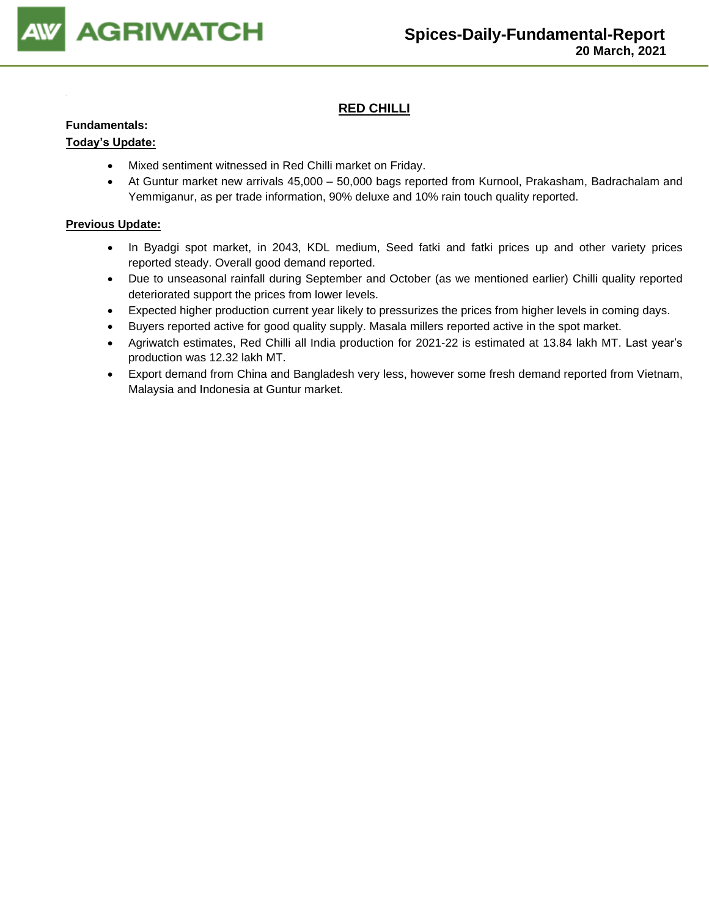# RED CHILLI

**Fundamentals:**

**Today's Update:**

- Mixed sentiment witnessed in Red Chilli market on Friday.
- At Guntur market new arrivals 45,000 – 50,000 bags reported from Kurnool, Prakasham, Badrachalam and Yemmiganur, as per trade information, 90% deluxe and 10% rain touch quality reported.

**Previous Update:**

- In Byadgi spot market, in 2043, KDL medium, Seed fatki and fatki prices up and other variety prices reported steady. Overall good demand reported.
- Due to unseasonal rainfall during September and October (as we mentioned earlier) Chilli quality reported deteriorated support the prices from lower levels.
- Expected higher production current year likely to pressurizes the prices from higher levels in coming days.
- Buyers reported active for good quality supply. Masala millers reported active in the spot market.
- Agriwatch estimates, Red Chilli all India production for 2021-22 is estimated at 13.84 lakh MT. Last year's production was 12.32 lakh MT.
- Export demand from China and Bangladesh very less, however some fresh demand reported from Vietnam, Malaysia and Indonesia at Guntur market.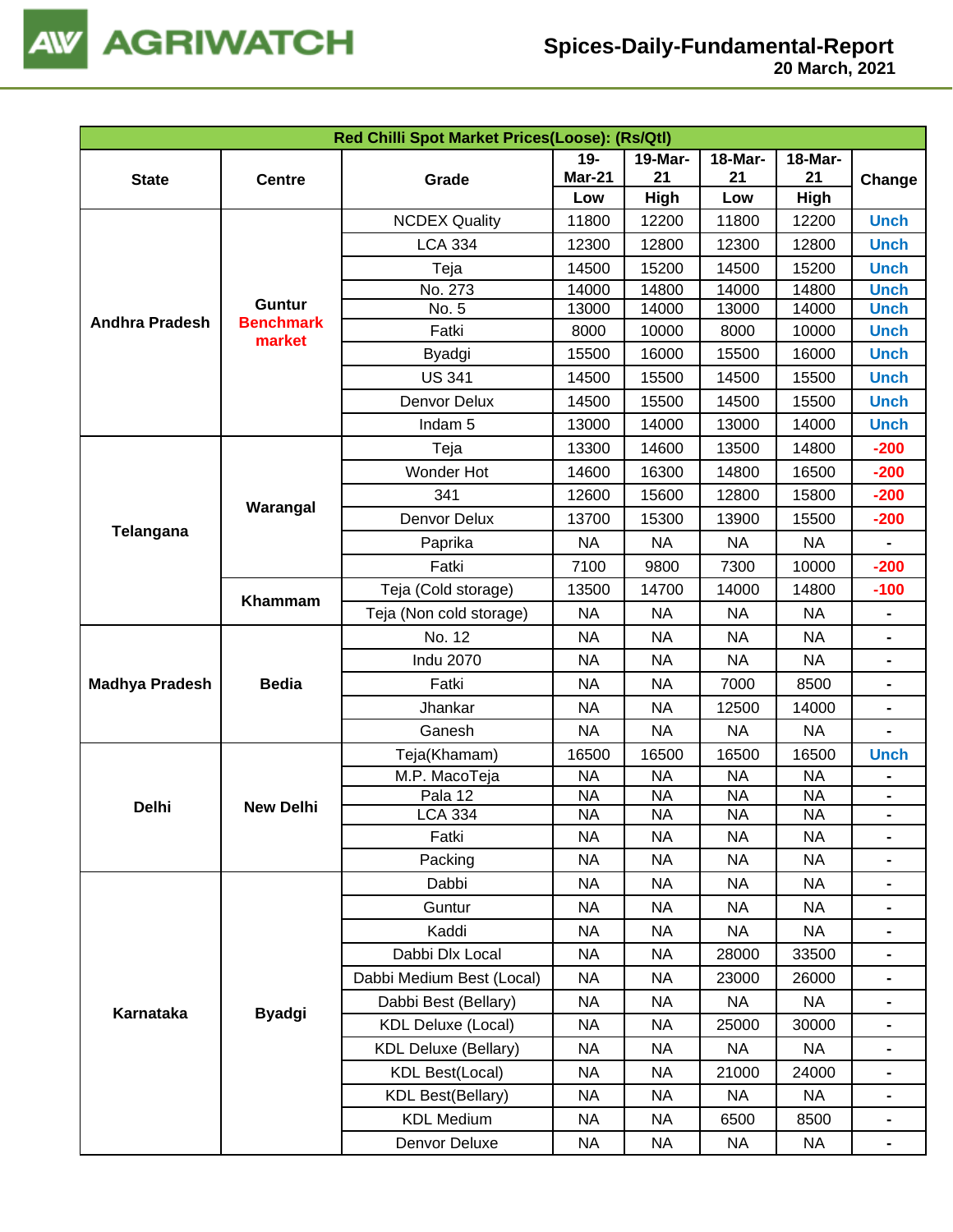| Red Chilli Spot Market Prices(Loose): (Rs/Qtl) | | | | | | | |
|---|---|---|---|---|---|---|---|
| State | Centre | Grade | 19-Mar-21 | 19-Mar-21 | 18-Mar-21 | 18-Mar-21 | Change |
| | | | Low | High | Low | High | |
| Andhra Pradesh | Guntur Benchmark market | NCDEX Quality | 11800 | 12200 | 11800 | 12200 | Unch |
| | | LCA 334 | 12300 | 12800 | 12300 | 12800 | Unch |
| | | Teja | 14500 | 15200 | 14500 | 15200 | Unch |
| | | No. 273 | 14000 | 14800 | 14000 | 14800 | Unch |
| | | No. 5 | 13000 | 14000 | 13000 | 14000 | Unch |
| | | Fatki | 8000 | 10000 | 8000 | 10000 | Unch |
| | | Byadgi | 15500 | 16000 | 15500 | 16000 | Unch |
| | | US 341 | 14500 | 15500 | 14500 | 15500 | Unch |
| | | Denvor Delux | 14500 | 15500 | 14500 | 15500 | Unch |
| | | Indam 5 | 13000 | 14000 | 13000 | 14000 | Unch |
| Telangana | Warangal | Teja | 13300 | 14600 | 13500 | 14800 | -200 |
| | | Wonder Hot | 14600 | 16300 | 14800 | 16500 | -200 |
| | | 341 | 12600 | 15600 | 12800 | 15800 | -200 |
| | | Denvor Delux | 13700 | 15300 | 13900 | 15500 | -200 |
| | | Paprika | NA | NA | NA | NA | - |
| | | Fatki | 7100 | 9800 | 7300 | 10000 | -200 |
| | Khammam | Teja (Cold storage) | 13500 | 14700 | 14000 | 14800 | -100 |
| | | Teja (Non cold storage) | NA | NA | NA | NA | - |
| Madhya Pradesh | Bedia | No. 12 | NA | NA | NA | NA | - |
| | | Indu 2070 | NA | NA | NA | NA | - |
| | | Fatki | NA | NA | 7000 | 8500 | - |
| | | Jhankar | NA | NA | 12500 | 14000 | - |
| | | Ganesh | NA | NA | NA | NA | - |
| Delhi | New Delhi | Teja(Khamam) | 16500 | 16500 | 16500 | 16500 | Unch |
| | | M.P. MacoTeja | NA | NA | NA | NA | - |
| | | Pala 12 | NA | NA | NA | NA | - |
| | | LCA 334 | NA | NA | NA | NA | - |
| | | Fatki | NA | NA | NA | NA | - |
| | | Packing | NA | NA | NA | NA | - |
| Karnataka | Byadgi | Dabbi | NA | NA | NA | NA | - |
| | | Guntur | NA | NA | NA | NA | - |
| | | Kaddi | NA | NA | NA | NA | - |
| | | Dabbi Dlx Local | NA | NA | 28000 | 33500 | - |
| | | Dabbi Medium Best (Local) | NA | NA | 23000 | 26000 | - |
| | | Dabbi Best (Bellary) | NA | NA | NA | NA | - |
| | | KDL Deluxe (Local) | NA | NA | 25000 | 30000 | - |
| | | KDL Deluxe (Bellary) | NA | NA | NA | NA | - |
| | | KDL Best(Local) | NA | NA | 21000 | 24000 | - |
| | | KDL Best(Bellary) | NA | NA | NA | NA | - |
| | | KDL Medium | NA | NA | 6500 | 8500 | - |
| | | Denvor Deluxe | NA | NA | NA | NA | - |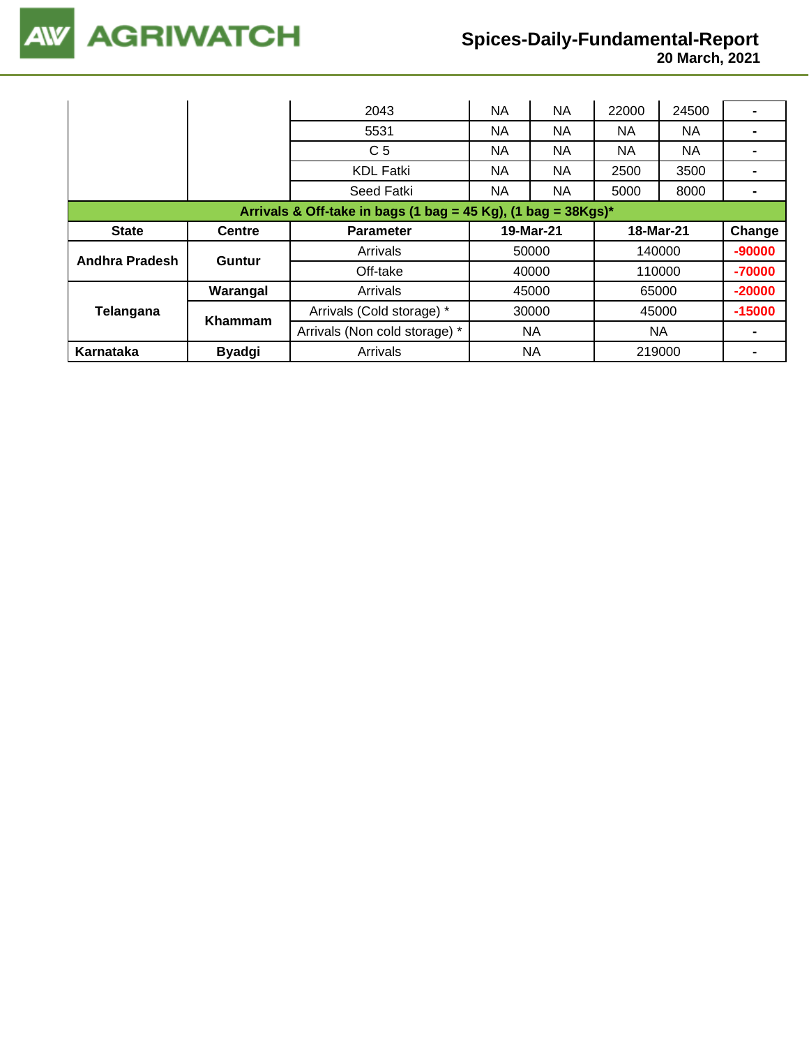| | | | | | | | |
|---|---|---|---|---|---|---|---|
| | | 2043 | NA | NA | 22000 | 24500 | - |
| | | 5531 | NA | NA | NA | NA | - |
| | | C 5 | NA | NA | NA | NA | - |
| | | KDL Fatki | NA | NA | 2500 | 3500 | - |
| | | Seed Fatki | NA | NA | 5000 | 8000 | - |

**Arrivals & Off-take in bags (1 bag = 45 Kg), (1 bag = 38Kgs)***

| State | Centre | Parameter | 19-Mar-21 | 18-Mar-21 | Change |
|---|---|---|---|---|---|
| Andhra Pradesh | Guntur | Arrivals | 50000 | 140000 | -90000 |
| | | Off-take | 40000 | 110000 | -70000 |
| Telangana | Warangal | Arrivals | 45000 | 65000 | -20000 |
| | Khammam | Arrivals (Cold storage) * | 30000 | 45000 | -15000 |
| | | Arrivals (Non cold storage) * | NA | NA | - |
| Karnataka | Byadgi | Arrivals | NA | 219000 | - |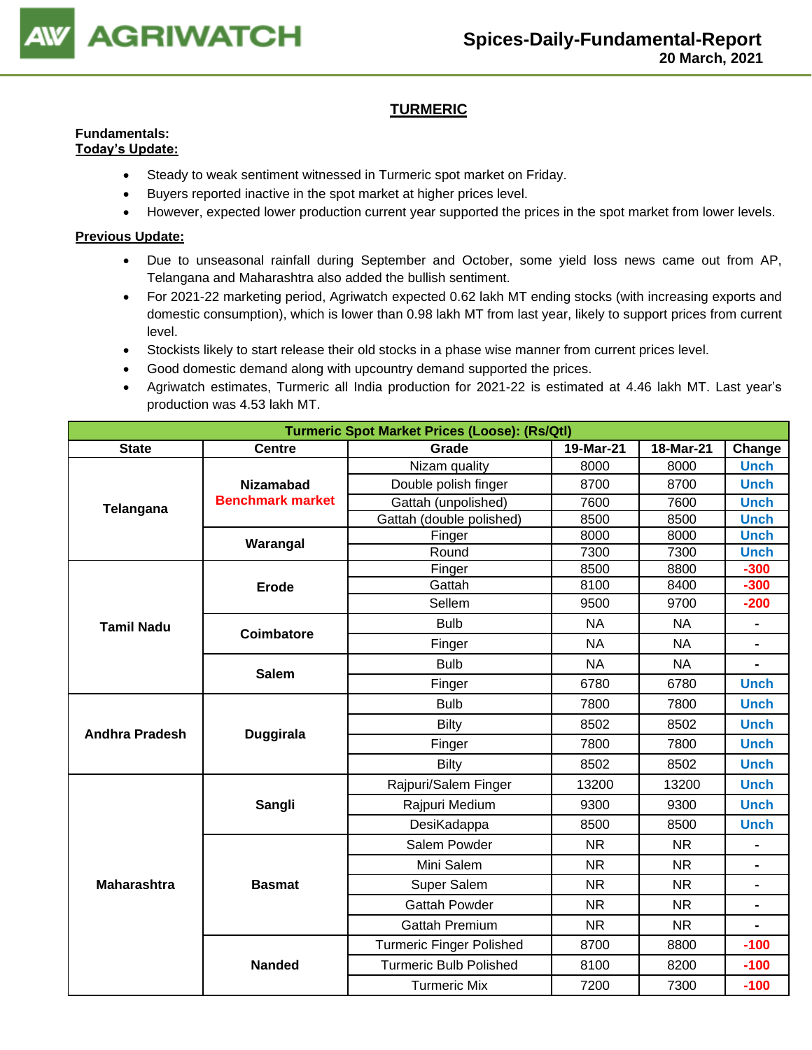## TURMERIC

**Fundamentals:**

**Today's Update:**

- Steady to weak sentiment witnessed in Turmeric spot market on Friday.
- Buyers reported inactive in the spot market at higher prices level.
- However, expected lower production current year supported the prices in the spot market from lower levels.

**Previous Update:**

- Due to unseasonal rainfall during September and October, some yield loss news came out from AP, Telangana and Maharashtra also added the bullish sentiment.
- For 2021-22 marketing period, Agriwatch expected 0.62 lakh MT ending stocks (with increasing exports and domestic consumption), which is lower than 0.98 lakh MT from last year, likely to support prices from current level.
- Stockists likely to start release their old stocks in a phase wise manner from current prices level.
- Good domestic demand along with upcountry demand supported the prices.
- Agriwatch estimates, Turmeric all India production for 2021-22 is estimated at 4.46 lakh MT. Last year's production was 4.53 lakh MT.

| Turmeric Spot Market Prices (Loose): (Rs/Qtl) | | | | | |
|---|---|---|---|---|---|
| **State** | **Centre** | **Grade** | **19-Mar-21** | **18-Mar-21** | **Change** |
| **Telangana** | **Nizamabad Benchmark market** | Nizam quality | 8000 | 8000 | Unch |
| | | Double polish finger | 8700 | 8700 | Unch |
| | | Gattah (unpolished) | 7600 | 7600 | Unch |
| | | Gattah (double polished) | 8500 | 8500 | Unch |
| | **Warangal** | Finger | 8000 | 8000 | Unch |
| | | Round | 7300 | 7300 | Unch |
| **Tamil Nadu** | **Erode** | Finger | 8500 | 8800 | -300 |
| | | Gattah | 8100 | 8400 | -300 |
| | | Sellem | 9500 | 9700 | -200 |
| | **Coimbatore** | Bulb | NA | NA | - |
| | | Finger | NA | NA | - |
| | **Salem** | Bulb | NA | NA | - |
| | | Finger | 6780 | 6780 | Unch |
| **Andhra Pradesh** | **Duggirala** | Bulb | 7800 | 7800 | Unch |
| | | Bilty | 8502 | 8502 | Unch |
| | | Finger | 7800 | 7800 | Unch |
| | | Bilty | 8502 | 8502 | Unch |
| **Maharashtra** | **Sangli** | Rajpuri/Salem Finger | 13200 | 13200 | Unch |
| | | Rajpuri Medium | 9300 | 9300 | Unch |
| | | DesiKadappa | 8500 | 8500 | Unch |
| | **Basmat** | Salem Powder | NR | NR | - |
| | | Mini Salem | NR | NR | - |
| | | Super Salem | NR | NR | - |
| | | Gattah Powder | NR | NR | - |
| | | Gattah Premium | NR | NR | - |
| | **Nanded** | Turmeric Finger Polished | 8700 | 8800 | -100 |
| | | Turmeric Bulb Polished | 8100 | 8200 | -100 |
| | | Turmeric Mix | 7200 | 7300 | -100 |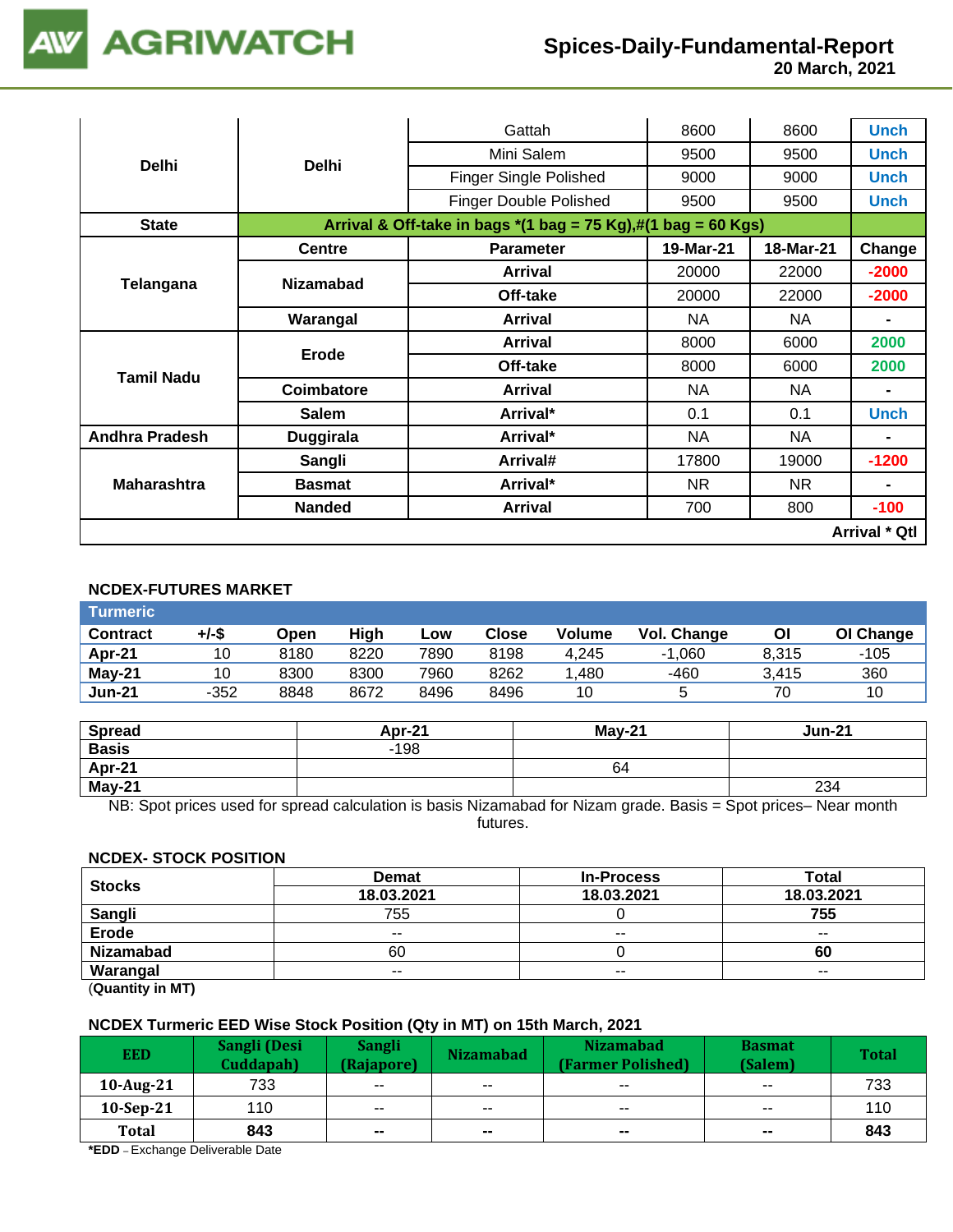| | | | | | |
|---|---|---|---|---|---|
| Delhi | Delhi | Gattah | 8600 | 8600 | Unch |
| | | Mini Salem | 9500 | 9500 | Unch |
| | | Finger Single Polished | 9000 | 9000 | Unch |
| | | Finger Double Polished | 9500 | 9500 | Unch |
| **State** | **Arrival & Off-take in bags *(1 bag = 75 Kg),#(1 bag = 60 Kgs)** | | | | |
| Telangana | **Centre** | **Parameter** | **19-Mar-21** | **18-Mar-21** | **Change** |
| | Nizamabad | Arrival | 20000 | 22000 | -2000 |
| | | Off-take | 20000 | 22000 | -2000 |
| | Warangal | Arrival | NA | NA | - |
| Tamil Nadu | Erode | Arrival | 8000 | 6000 | 2000 |
| | | Off-take | 8000 | 6000 | 2000 |
| | Coimbatore | Arrival | NA | NA | - |
| | Salem | Arrival* | 0.1 | 0.1 | Unch |
| Andhra Pradesh | Duggirala | Arrival* | NA | NA | - |
| Maharashtra | Sangli | Arrival# | 17800 | 19000 | -1200 |
| | Basmat | Arrival* | NR | NR | - |
| | Nanded | Arrival | 700 | 800 | -100 |
| | | | | | **Arrival * Qtl** |

### NCDEX-FUTURES MARKET

**Turmeric**

| Contract | +/-$ | Open | High | Low | Close | Volume | Vol. Change | OI | OI Change |
|---|---|---|---|---|---|---|---|---|---|
| Apr-21 | 10 | 8180 | 8220 | 7890 | 8198 | 4,245 | -1,060 | 8,315 | -105 |
| May-21 | 10 | 8300 | 8300 | 7960 | 8262 | 1,480 | -460 | 3,415 | 360 |
| Jun-21 | -352 | 8848 | 8672 | 8496 | 8496 | 10 | 5 | 70 | 10 |

| Spread | Apr-21 | May-21 | Jun-21 |
|---|---|---|---|
| Basis | -198 | | |
| Apr-21 | | 64 | |
| May-21 | | | 234 |

NB: Spot prices used for spread calculation is basis Nizamabad for Nizam grade. Basis = Spot prices– Near month futures.

### NCDEX- STOCK POSITION

| Stocks | Demat | In-Process | Total |
|---|---|---|---|
| | 18.03.2021 | 18.03.2021 | 18.03.2021 |
| Sangli | 755 | 0 | **755** |
| Erode | -- | -- | -- |
| Nizamabad | 60 | 0 | **60** |
| Warangal | -- | -- | -- |

(**Quantity in MT)**

### NCDEX Turmeric EED Wise Stock Position (Qty in MT) on 15th March, 2021

| EED | Sangli (Desi Cuddapah) | Sangli (Rajapore) | Nizamabad | Nizamabad (Farmer Polished) | Basmat (Salem) | Total |
|---|---|---|---|---|---|---|
| 10-Aug-21 | 733 | -- | -- | -- | -- | 733 |
| 10-Sep-21 | 110 | -- | -- | -- | -- | 110 |
| **Total** | **843** | **--** | **--** | **--** | **--** | **843** |

***EDD** – Exchange Deliverable Date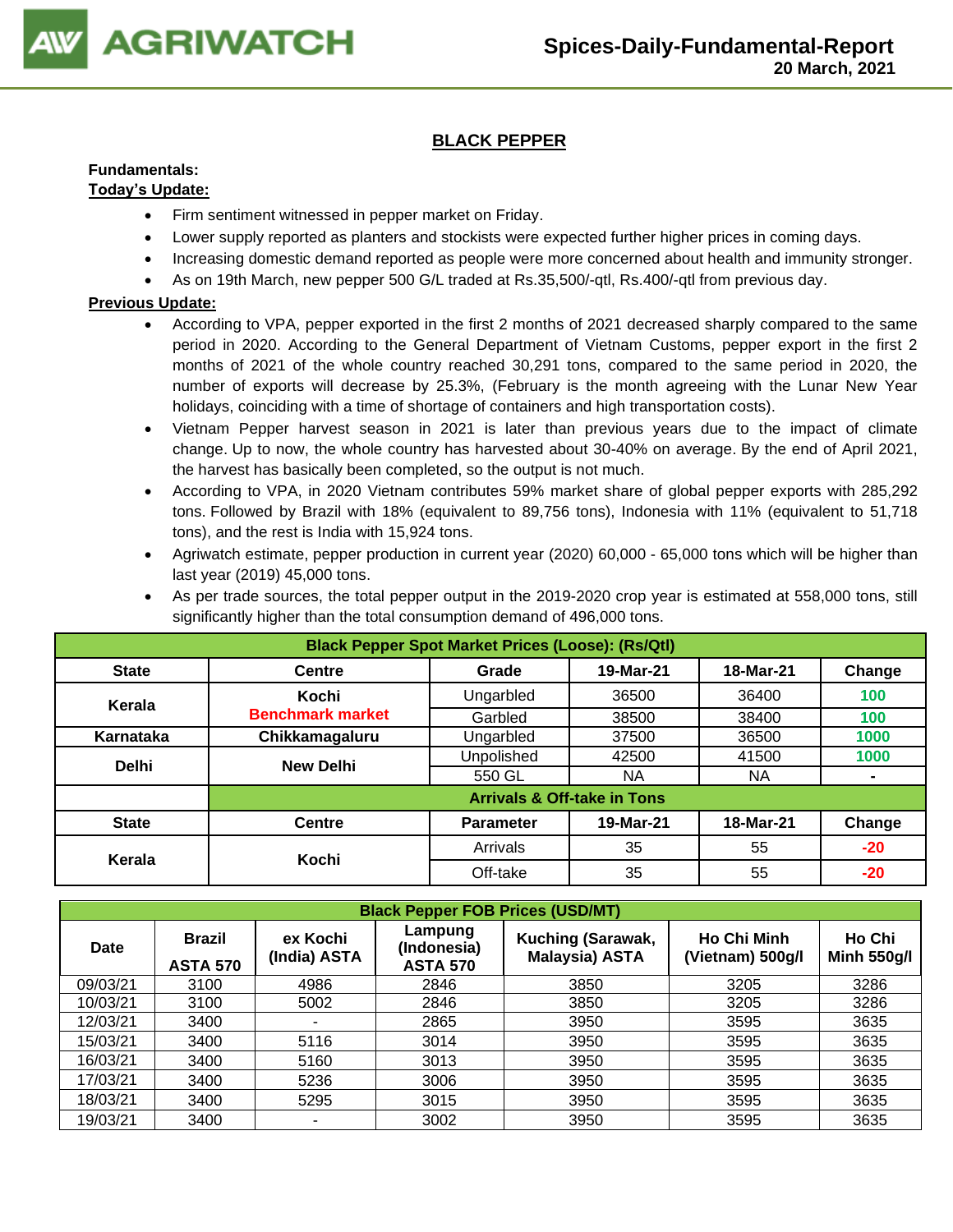## BLACK PEPPER

**Fundamentals:**

**Today's Update:**

- Firm sentiment witnessed in pepper market on Friday.
- Lower supply reported as planters and stockists were expected further higher prices in coming days.
- Increasing domestic demand reported as people were more concerned about health and immunity stronger.
- As on 19th March, new pepper 500 G/L traded at Rs.35,500/-qtl, Rs.400/-qtl from previous day.

**Previous Update:**

- According to VPA, pepper exported in the first 2 months of 2021 decreased sharply compared to the same period in 2020. According to the General Department of Vietnam Customs, pepper export in the first 2 months of 2021 of the whole country reached 30,291 tons, compared to the same period in 2020, the number of exports will decrease by 25.3%, (February is the month agreeing with the Lunar New Year holidays, coinciding with a time of shortage of containers and high transportation costs).
- Vietnam Pepper harvest season in 2021 is later than previous years due to the impact of climate change. Up to now, the whole country has harvested about 30-40% on average. By the end of April 2021, the harvest has basically been completed, so the output is not much.
- According to VPA, in 2020 Vietnam contributes 59% market share of global pepper exports with 285,292 tons. Followed by Brazil with 18% (equivalent to 89,756 tons), Indonesia with 11% (equivalent to 51,718 tons), and the rest is India with 15,924 tons.
- Agriwatch estimate, pepper production in current year (2020) 60,000 - 65,000 tons which will be higher than last year (2019) 45,000 tons.
- As per trade sources, the total pepper output in the 2019-2020 crop year is estimated at 558,000 tons, still significantly higher than the total consumption demand of 496,000 tons.

| Black Pepper Spot Market Prices (Loose): (Rs/Qtl) | | | | | |
|---|---|---|---|---|---|
| **State** | **Centre** | **Grade** | **19-Mar-21** | **18-Mar-21** | **Change** |
| Kerala | Kochi Benchmark market | Ungarbled | 36500 | 36400 | 100 |
| | | Garbled | 38500 | 38400 | 100 |
| Karnataka | Chikkamagaluru | Ungarbled | 37500 | 36500 | 1000 |
| Delhi | New Delhi | Unpolished | 42500 | 41500 | 1000 |
| | | 550 GL | NA | NA | - |
| | **Arrivals & Off-take in Tons** | | | | |
| **State** | **Centre** | **Parameter** | **19-Mar-21** | **18-Mar-21** | **Change** |
| Kerala | Kochi | Arrivals | 35 | 55 | -20 |
| | | Off-take | 35 | 55 | -20 |

| Black Pepper FOB Prices (USD/MT) | | | | | | |
|---|---|---|---|---|---|---|
| **Date** | **Brazil ASTA 570** | **ex Kochi (India) ASTA** | **Lampung (Indonesia) ASTA 570** | **Kuching (Sarawak, Malaysia) ASTA** | **Ho Chi Minh (Vietnam) 500g/l** | **Ho Chi Minh 550g/l** |
| 09/03/21 | 3100 | 4986 | 2846 | 3850 | 3205 | 3286 |
| 10/03/21 | 3100 | 5002 | 2846 | 3850 | 3205 | 3286 |
| 12/03/21 | 3400 | - | 2865 | 3950 | 3595 | 3635 |
| 15/03/21 | 3400 | 5116 | 3014 | 3950 | 3595 | 3635 |
| 16/03/21 | 3400 | 5160 | 3013 | 3950 | 3595 | 3635 |
| 17/03/21 | 3400 | 5236 | 3006 | 3950 | 3595 | 3635 |
| 18/03/21 | 3400 | 5295 | 3015 | 3950 | 3595 | 3635 |
| 19/03/21 | 3400 | - | 3002 | 3950 | 3595 | 3635 |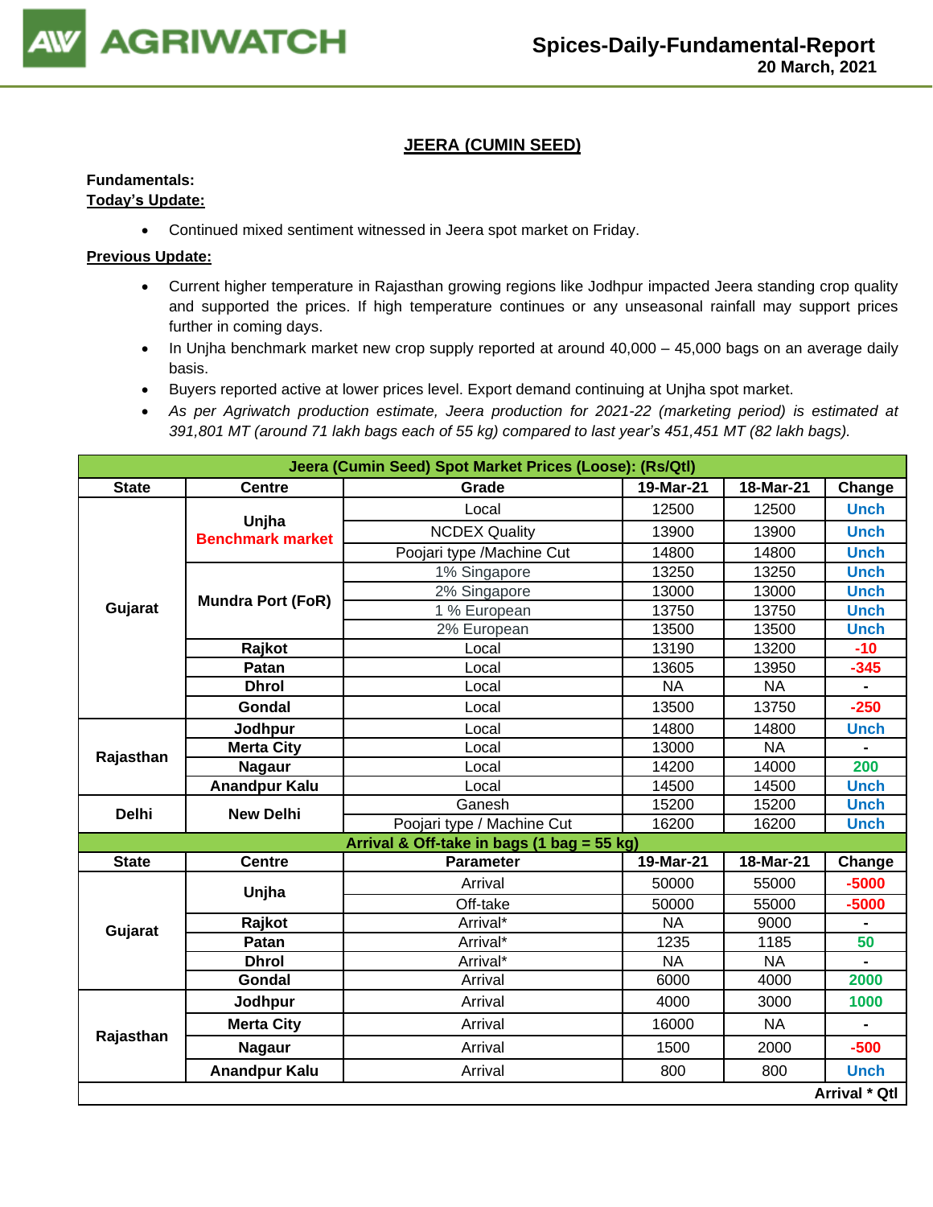## JEERA (CUMIN SEED)

**Fundamentals:**

**Today's Update:**

- Continued mixed sentiment witnessed in Jeera spot market on Friday.

**Previous Update:**

- Current higher temperature in Rajasthan growing regions like Jodhpur impacted Jeera standing crop quality and supported the prices. If high temperature continues or any unseasonal rainfall may support prices further in coming days.
- In Unjha benchmark market new crop supply reported at around 40,000 – 45,000 bags on an average daily basis.
- Buyers reported active at lower prices level. Export demand continuing at Unjha spot market.
- *As per Agriwatch production estimate, Jeera production for 2021-22 (marketing period) is estimated at 391,801 MT (around 71 lakh bags each of 55 kg) compared to last year's 451,451 MT (82 lakh bags).*

| Jeera (Cumin Seed) Spot Market Prices (Loose): (Rs/Qtl) | | | | | |
|---|---|---|---|---|---|
| **State** | **Centre** | **Grade** | **19-Mar-21** | **18-Mar-21** | **Change** |
| Gujarat | Unjha Benchmark market | Local | 12500 | 12500 | Unch |
| | | NCDEX Quality | 13900 | 13900 | Unch |
| | | Poojari type /Machine Cut | 14800 | 14800 | Unch |
| | Mundra Port (FoR) | 1% Singapore | 13250 | 13250 | Unch |
| | | 2% Singapore | 13000 | 13000 | Unch |
| | | 1 % European | 13750 | 13750 | Unch |
| | | 2% European | 13500 | 13500 | Unch |
| | Rajkot | Local | 13190 | 13200 | -10 |
| | Patan | Local | 13605 | 13950 | -345 |
| | Dhrol | Local | NA | NA | - |
| | Gondal | Local | 13500 | 13750 | -250 |
| Rajasthan | Jodhpur | Local | 14800 | 14800 | Unch |
| | Merta City | Local | 13000 | NA | - |
| | Nagaur | Local | 14200 | 14000 | 200 |
| | Anandpur Kalu | Local | 14500 | 14500 | Unch |
| Delhi | New Delhi | Ganesh | 15200 | 15200 | Unch |
| | | Poojari type / Machine Cut | 16200 | 16200 | Unch |
| **Arrival & Off-take in bags (1 bag = 55 kg)** | | | | | |
| **State** | **Centre** | **Parameter** | **19-Mar-21** | **18-Mar-21** | **Change** |
| Gujarat | Unjha | Arrival | 50000 | 55000 | -5000 |
| | | Off-take | 50000 | 55000 | -5000 |
| | Rajkot | Arrival* | NA | 9000 | - |
| | Patan | Arrival* | 1235 | 1185 | 50 |
| | Dhrol | Arrival* | NA | NA | - |
| | Gondal | Arrival | 6000 | 4000 | 2000 |
| Rajasthan | Jodhpur | Arrival | 4000 | 3000 | 1000 |
| | Merta City | Arrival | 16000 | NA | - |
| | Nagaur | Arrival | 1500 | 2000 | -500 |
| | Anandpur Kalu | Arrival | 800 | 800 | Unch |
| | | | | | **Arrival * Qtl** |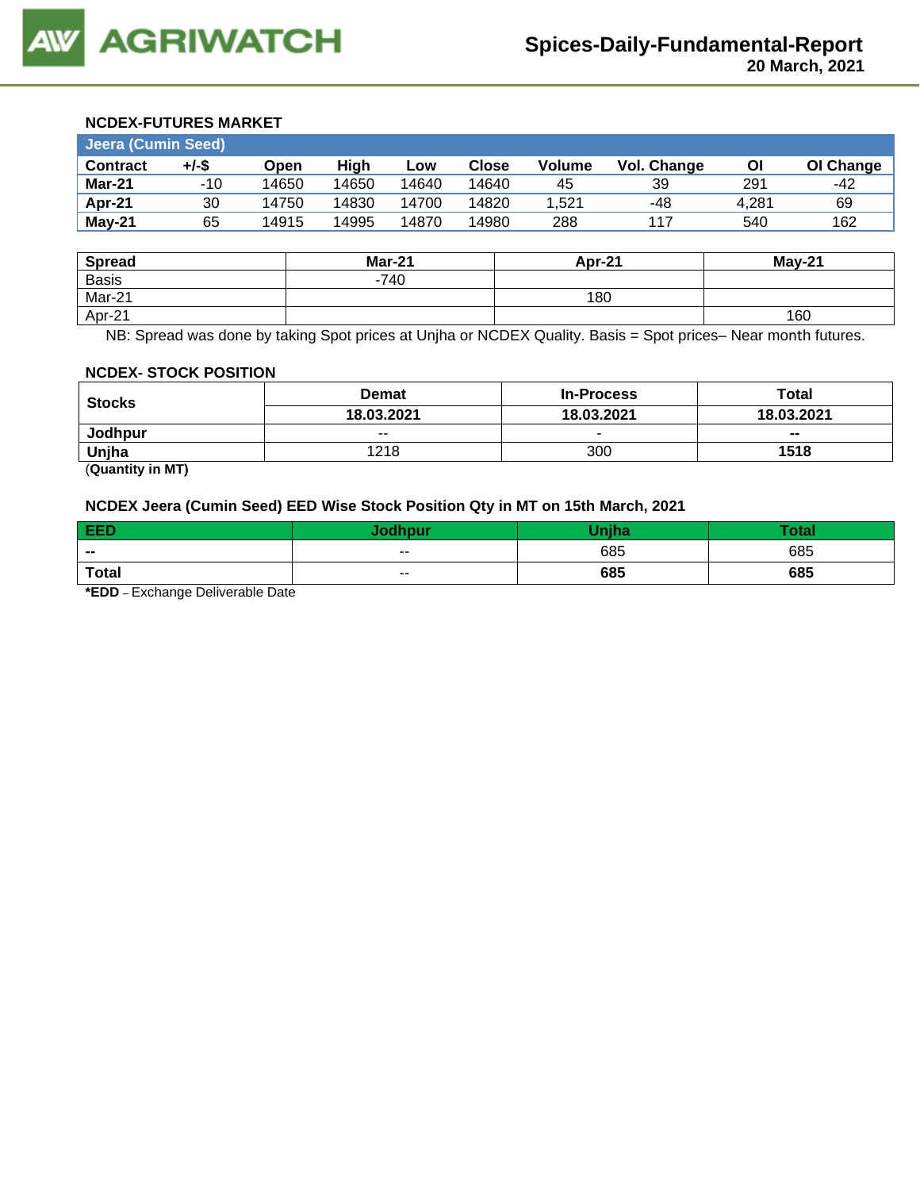### NCDEX-FUTURES MARKET

| Jeera (Cumin Seed) | | | | | | | | | |
|---|---|---|---|---|---|---|---|---|---|
| **Contract** | **+/-$** | **Open** | **High** | **Low** | **Close** | **Volume** | **Vol. Change** | **OI** | **OI Change** |
| **Mar-21** | -10 | 14650 | 14650 | 14640 | 14640 | 45 | 39 | 291 | -42 |
| **Apr-21** | 30 | 14750 | 14830 | 14700 | 14820 | 1,521 | -48 | 4,281 | 69 |
| **May-21** | 65 | 14915 | 14995 | 14870 | 14980 | 288 | 117 | 540 | 162 |

| **Spread** | **Mar-21** | **Apr-21** | **May-21** |
|---|---|---|---|
| Basis | -740 | | |
| Mar-21 | | 180 | |
| Apr-21 | | | 160 |

NB: Spread was done by taking Spot prices at Unjha or NCDEX Quality. Basis = Spot prices– Near month futures.

### NCDEX- STOCK POSITION

| **Stocks** | **Demat** | **In-Process** | **Total** |
|---|---|---|---|
| | **18.03.2021** | **18.03.2021** | **18.03.2021** |
| **Jodhpur** | -- | - | **--** |
| **Unjha** | 1218 | 300 | **1518** |

(**Quantity in MT)**

### NCDEX Jeera (Cumin Seed) EED Wise Stock Position Qty in MT on 15th March, 2021

| **EED** | **Jodhpur** | **Unjha** | **Total** |
|---|---|---|---|
| **--** | -- | 685 | 685 |
| **Total** | -- | **685** | **685** |

***EDD** – Exchange Deliverable Date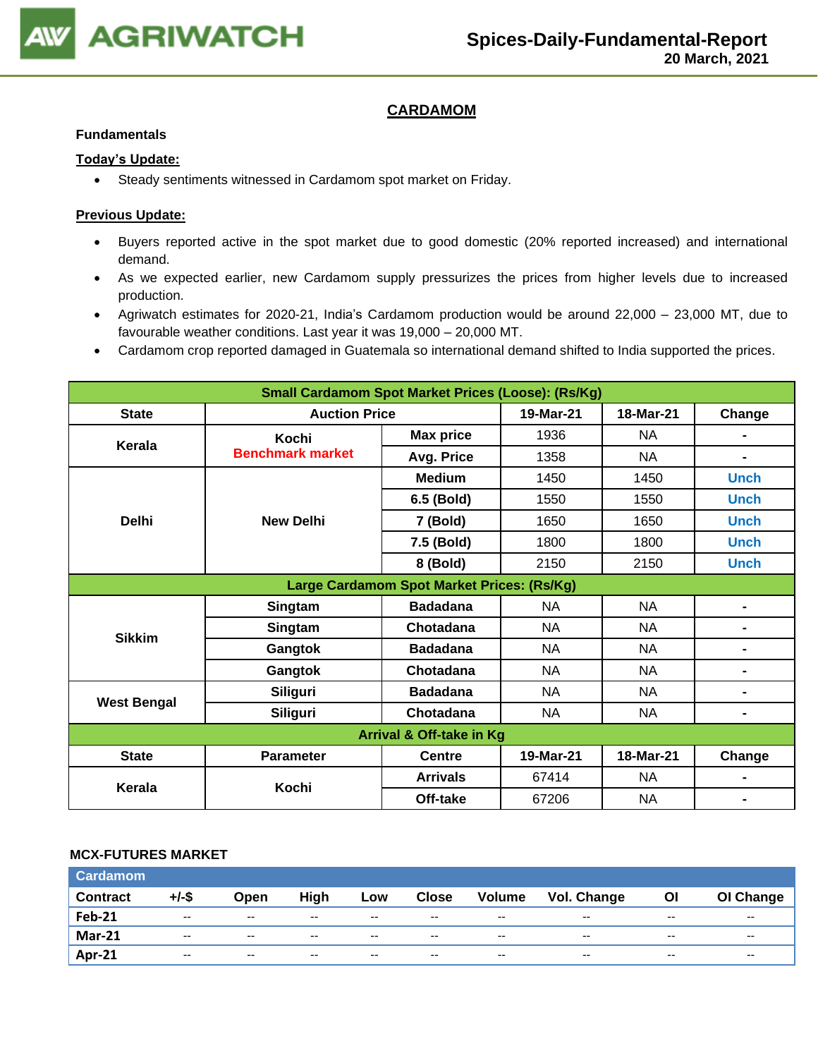## CARDAMOM

**Fundamentals**

**Today's Update:**

- Steady sentiments witnessed in Cardamom spot market on Friday.

**Previous Update:**

- Buyers reported active in the spot market due to good domestic (20% reported increased) and international demand.
- As we expected earlier, new Cardamom supply pressurizes the prices from higher levels due to increased production.
- Agriwatch estimates for 2020-21, India's Cardamom production would be around 22,000 – 23,000 MT, due to favourable weather conditions. Last year it was 19,000 – 20,000 MT.
- Cardamom crop reported damaged in Guatemala so international demand shifted to India supported the prices.

| Small Cardamom Spot Market Prices (Loose): (Rs/Kg) | | | | | |
|---|---|---|---|---|---|
| **State** | **Auction Price** | | **19-Mar-21** | **18-Mar-21** | **Change** |
| Kerala | Kochi<br>Benchmark market | Max price | 1936 | NA | - |
| | | Avg. Price | 1358 | NA | - |
| Delhi | New Delhi | Medium | 1450 | 1450 | Unch |
| | | 6.5 (Bold) | 1550 | 1550 | Unch |
| | | 7 (Bold) | 1650 | 1650 | Unch |
| | | 7.5 (Bold) | 1800 | 1800 | Unch |
| | | 8 (Bold) | 2150 | 2150 | Unch |
| **Large Cardamom Spot Market Prices: (Rs/Kg)** | | | | | |
| Sikkim | Singtam | Badadana | NA | NA | - |
| | Singtam | Chotadana | NA | NA | - |
| | Gangtok | Badadana | NA | NA | - |
| | Gangtok | Chotadana | NA | NA | - |
| West Bengal | Siliguri | Badadana | NA | NA | - |
| | Siliguri | Chotadana | NA | NA | - |
| **Arrival & Off-take in Kg** | | | | | |
| **State** | **Parameter** | **Centre** | **19-Mar-21** | **18-Mar-21** | **Change** |
| Kerala | Kochi | Arrivals | 67414 | NA | - |
| | | Off-take | 67206 | NA | - |

**MCX-FUTURES MARKET**

| Cardamom | | | | | | | | | |
|---|---|---|---|---|---|---|---|---|---|
| **Contract** | **+/-$** | **Open** | **High** | **Low** | **Close** | **Volume** | **Vol. Change** | **OI** | **OI Change** |
| Feb-21 | -- | -- | -- | -- | -- | -- | -- | -- | -- |
| Mar-21 | -- | -- | -- | -- | -- | -- | -- | -- | -- |
| Apr-21 | -- | -- | -- | -- | -- | -- | -- | -- | -- |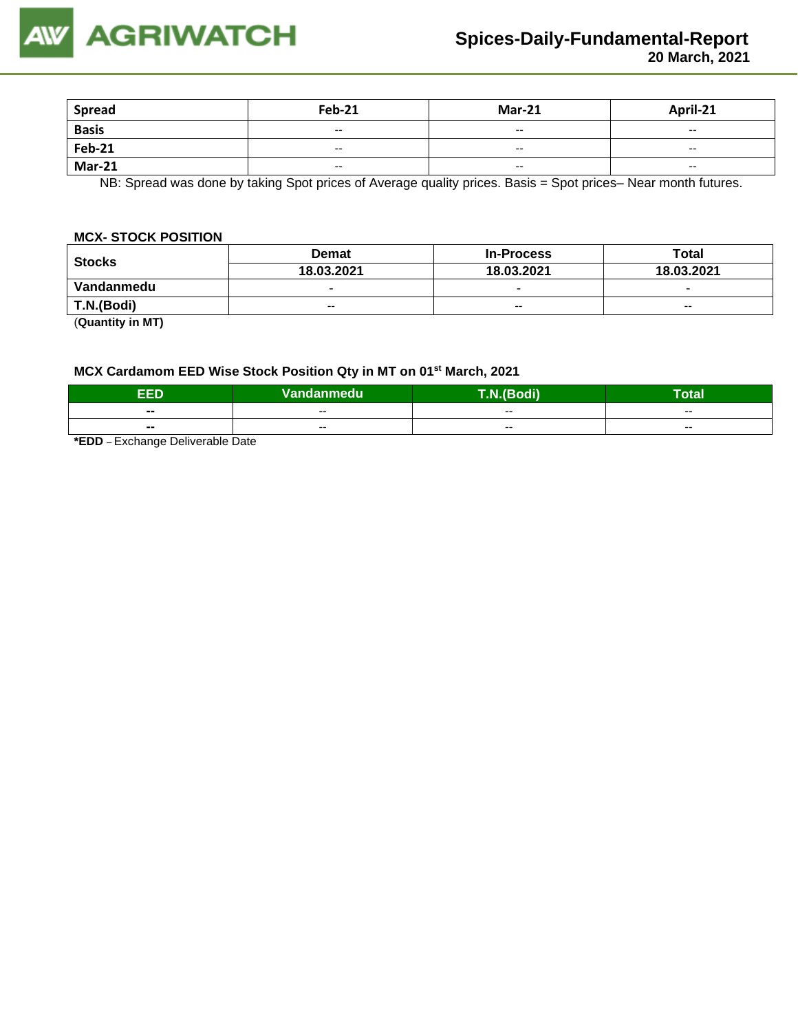| Spread | Feb-21 | Mar-21 | April-21 |
|---|---|---|---|
| Basis | -- | -- | -- |
| Feb-21 | -- | -- | -- |
| Mar-21 | -- | -- | -- |

NB: Spread was done by taking Spot prices of Average quality prices. Basis = Spot prices– Near month futures.

**MCX- STOCK POSITION**

| Stocks | Demat | In-Process | Total |
|---|---|---|---|
| | 18.03.2021 | 18.03.2021 | 18.03.2021 |
| Vandanmedu | - | - | - |
| T.N.(Bodi) | -- | -- | -- |

(**Quantity in MT)**

**MCX Cardamom EED Wise Stock Position Qty in MT on 01st March, 2021**

| EED | Vandanmedu | T.N.(Bodi) | Total |
|---|---|---|---|
| -- | -- | -- | -- |
| -- | -- | -- | -- |

***EDD** – Exchange Deliverable Date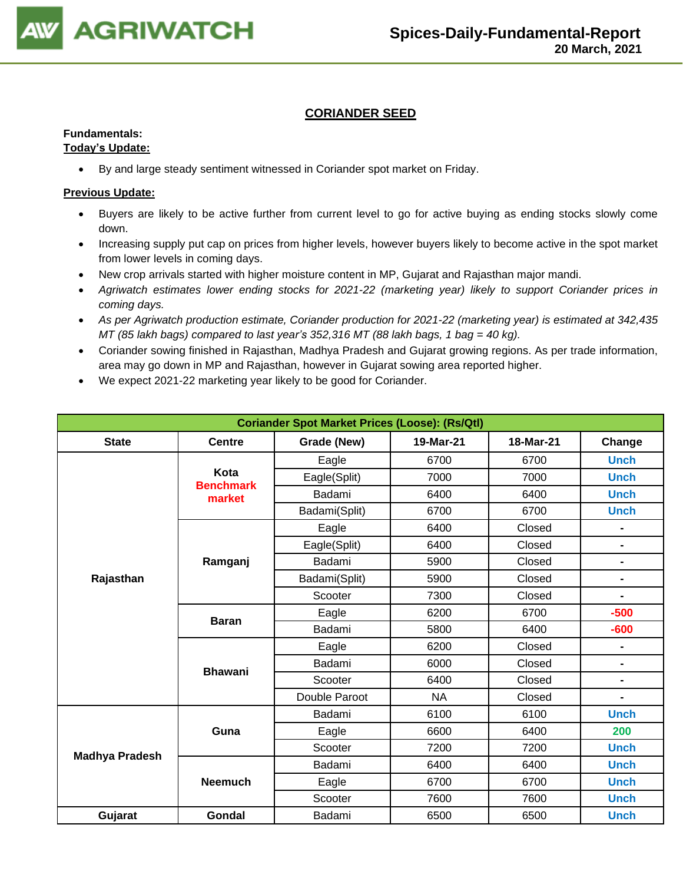## CORIANDER SEED

**Fundamentals:**
**Today's Update:**

- By and large steady sentiment witnessed in Coriander spot market on Friday.

**Previous Update:**

- Buyers are likely to be active further from current level to go for active buying as ending stocks slowly come down.
- Increasing supply put cap on prices from higher levels, however buyers likely to become active in the spot market from lower levels in coming days.
- New crop arrivals started with higher moisture content in MP, Gujarat and Rajasthan major mandi.
- *Agriwatch estimates lower ending stocks for 2021-22 (marketing year) likely to support Coriander prices in coming days.*
- *As per Agriwatch production estimate, Coriander production for 2021-22 (marketing year) is estimated at 342,435 MT (85 lakh bags) compared to last year's 352,316 MT (88 lakh bags, 1 bag = 40 kg).*
- Coriander sowing finished in Rajasthan, Madhya Pradesh and Gujarat growing regions. As per trade information, area may go down in MP and Rajasthan, however in Gujarat sowing area reported higher.
- We expect 2021-22 marketing year likely to be good for Coriander.

| Coriander Spot Market Prices (Loose): (Rs/Qtl) | | | | | |
|---|---|---|---|---|---|
| **State** | **Centre** | **Grade (New)** | **19-Mar-21** | **18-Mar-21** | **Change** |
| Rajasthan | Kota Benchmark market | Eagle | 6700 | 6700 | Unch |
| | | Eagle(Split) | 7000 | 7000 | Unch |
| | | Badami | 6400 | 6400 | Unch |
| | | Badami(Split) | 6700 | 6700 | Unch |
| | Ramganj | Eagle | 6400 | Closed | - |
| | | Eagle(Split) | 6400 | Closed | - |
| | | Badami | 5900 | Closed | - |
| | | Badami(Split) | 5900 | Closed | - |
| | | Scooter | 7300 | Closed | - |
| | Baran | Eagle | 6200 | 6700 | -500 |
| | | Badami | 5800 | 6400 | -600 |
| | Bhawani | Eagle | 6200 | Closed | - |
| | | Badami | 6000 | Closed | - |
| | | Scooter | 6400 | Closed | - |
| | | Double Paroot | NA | Closed | - |
| Madhya Pradesh | Guna | Badami | 6100 | 6100 | Unch |
| | | Eagle | 6600 | 6400 | 200 |
| | | Scooter | 7200 | 7200 | Unch |
| | Neemuch | Badami | 6400 | 6400 | Unch |
| | | Eagle | 6700 | 6700 | Unch |
| | | Scooter | 7600 | 7600 | Unch |
| Gujarat | Gondal | Badami | 6500 | 6500 | Unch |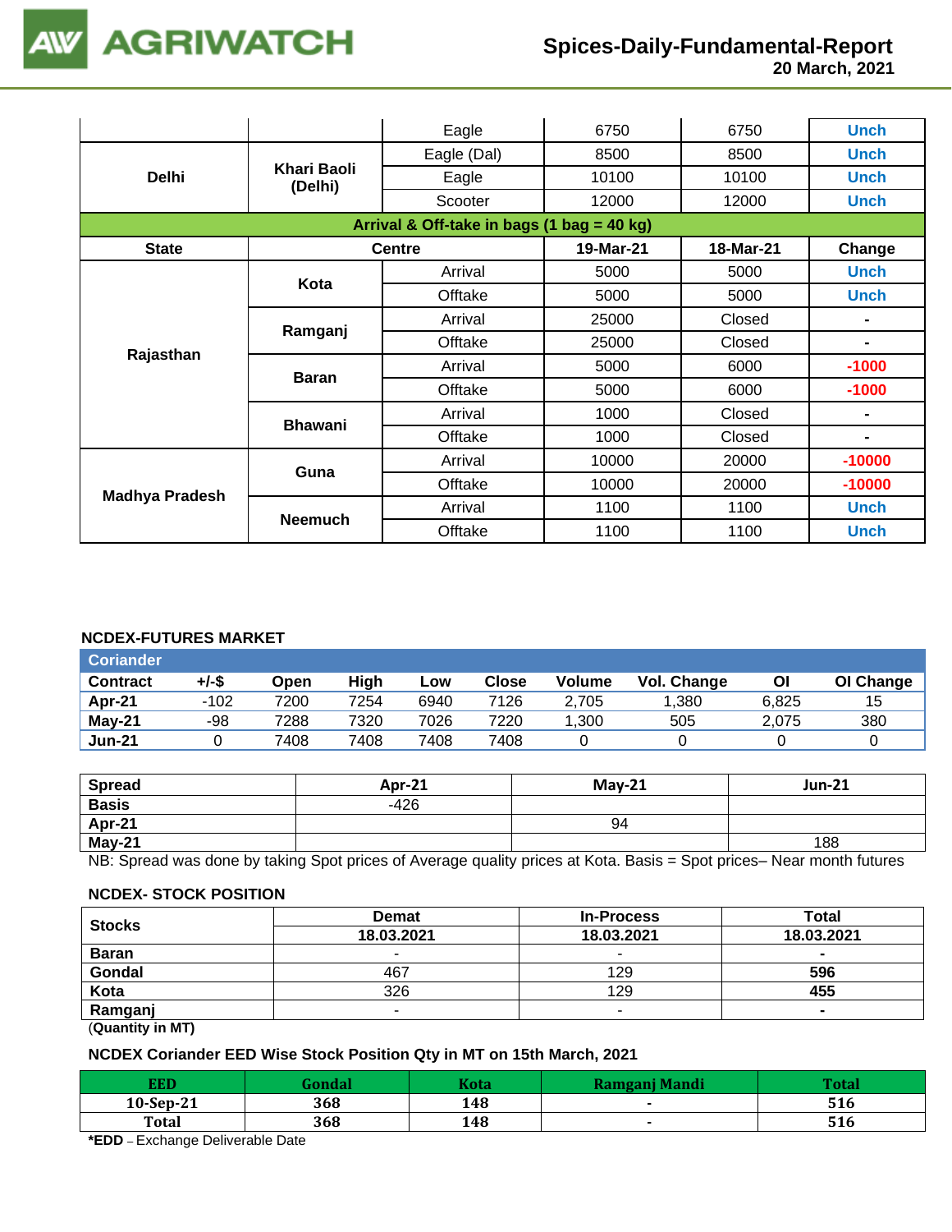| | | Eagle | 6750 | 6750 | Unch |
|---|---|---|---|---|---|
| Delhi | Khari Baoli (Delhi) | Eagle (Dal) | 8500 | 8500 | Unch |
| | | Eagle | 10100 | 10100 | Unch |
| | | Scooter | 12000 | 12000 | Unch |

**Arrival & Off-take in bags (1 bag = 40 kg)**

| State | Centre | | 19-Mar-21 | 18-Mar-21 | Change |
|---|---|---|---|---|---|
| Rajasthan | Kota | Arrival | 5000 | 5000 | Unch |
| | | Offtake | 5000 | 5000 | Unch |
| | Ramganj | Arrival | 25000 | Closed | - |
| | | Offtake | 25000 | Closed | - |
| | Baran | Arrival | 5000 | 6000 | -1000 |
| | | Offtake | 5000 | 6000 | -1000 |
| | Bhawani | Arrival | 1000 | Closed | - |
| | | Offtake | 1000 | Closed | - |
| Madhya Pradesh | Guna | Arrival | 10000 | 20000 | -10000 |
| | | Offtake | 10000 | 20000 | -10000 |
| | Neemuch | Arrival | 1100 | 1100 | Unch |
| | | Offtake | 1100 | 1100 | Unch |

## NCDEX-FUTURES MARKET

**Coriander**

| Contract | +/-$ | Open | High | Low | Close | Volume | Vol. Change | OI | OI Change |
|---|---|---|---|---|---|---|---|---|---|
| Apr-21 | -102 | 7200 | 7254 | 6940 | 7126 | 2,705 | 1,380 | 6,825 | 15 |
| May-21 | -98 | 7288 | 7320 | 7026 | 7220 | 1,300 | 505 | 2,075 | 380 |
| Jun-21 | 0 | 7408 | 7408 | 7408 | 7408 | 0 | 0 | 0 | 0 |

| Spread | Apr-21 | May-21 | Jun-21 |
|---|---|---|---|
| Basis | -426 | | |
| Apr-21 | | 94 | |
| May-21 | | | 188 |

NB: Spread was done by taking Spot prices of Average quality prices at Kota. Basis = Spot prices– Near month futures

## NCDEX- STOCK POSITION

| Stocks | Demat | In-Process | Total |
|---|---|---|---|
| | 18.03.2021 | 18.03.2021 | 18.03.2021 |
| Baran | - | - | - |
| Gondal | 467 | 129 | 596 |
| Kota | 326 | 129 | 455 |
| Ramganj | - | - | - |

(Quantity in MT)

## NCDEX Coriander EED Wise Stock Position Qty in MT on 15th March, 2021

| EED | Gondal | Kota | Ramganj Mandi | Total |
|---|---|---|---|---|
| 10-Sep-21 | 368 | 148 | - | 516 |
| Total | 368 | 148 | - | 516 |

***EDD** – Exchange Deliverable Date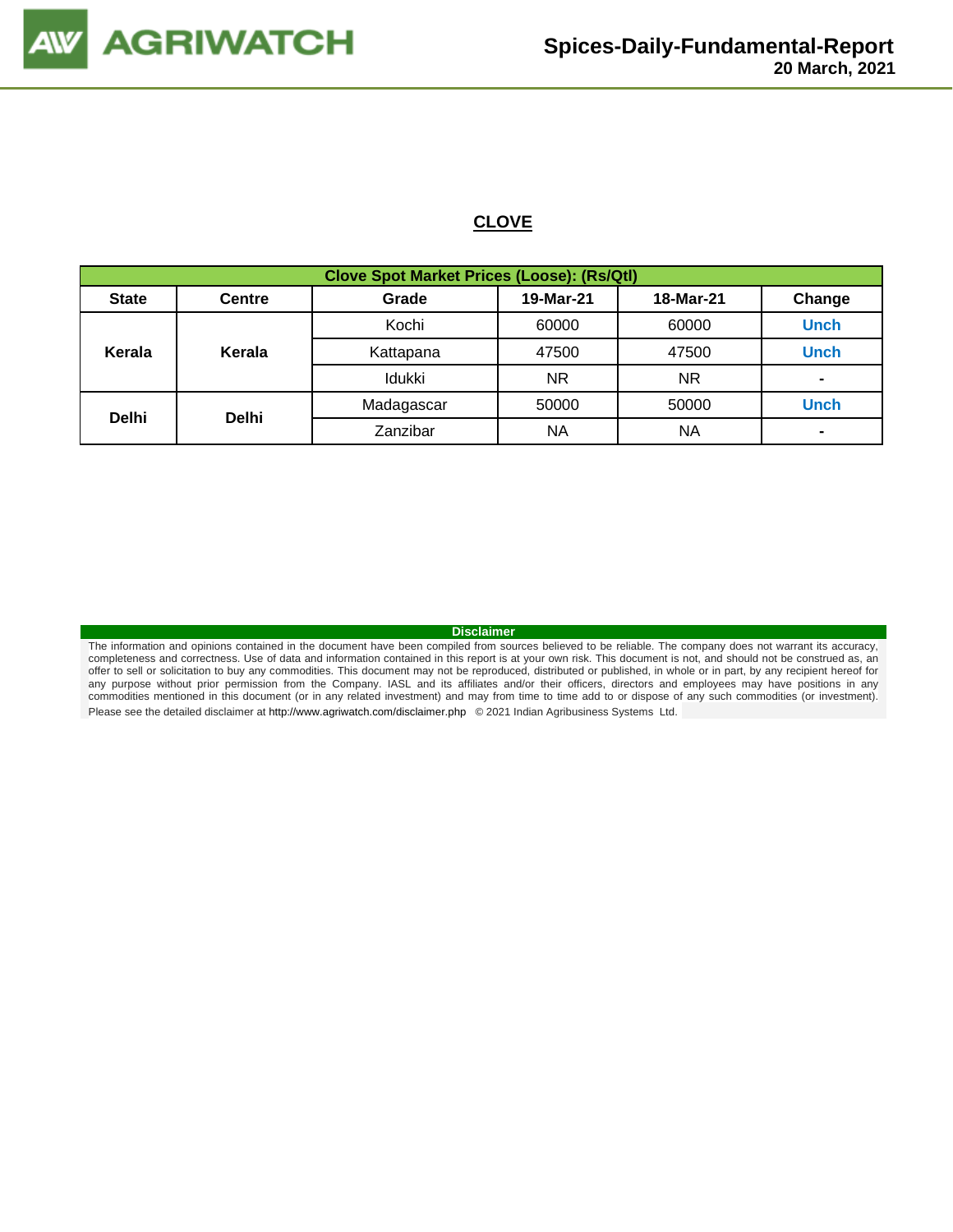## CLOVE

| Clove Spot Market Prices (Loose): (Rs/Qtl) | | | | | |
|---|---|---|---|---|---|
| State | Centre | Grade | 19-Mar-21 | 18-Mar-21 | Change |
| Kerala | Kerala | Kochi | 60000 | 60000 | Unch |
| | | Kattapana | 47500 | 47500 | Unch |
| | | Idukki | NR | NR | - |
| Delhi | Delhi | Madagascar | 50000 | 50000 | Unch |
| | | Zanzibar | NA | NA | - |

**Disclaimer**

The information and opinions contained in the document have been compiled from sources believed to be reliable. The company does not warrant its accuracy, completeness and correctness. Use of data and information contained in this report is at your own risk. This document is not, and should not be construed as, an offer to sell or solicitation to buy any commodities. This document may not be reproduced, distributed or published, in whole or in part, by any recipient hereof for any purpose without prior permission from the Company. IASL and its affiliates and/or their officers, directors and employees may have positions in any commodities mentioned in this document (or in any related investment) and may from time to time add to or dispose of any such commodities (or investment). Please see the detailed disclaimer at http://www.agriwatch.com/disclaimer.php © 2021 Indian Agribusiness Systems Ltd.